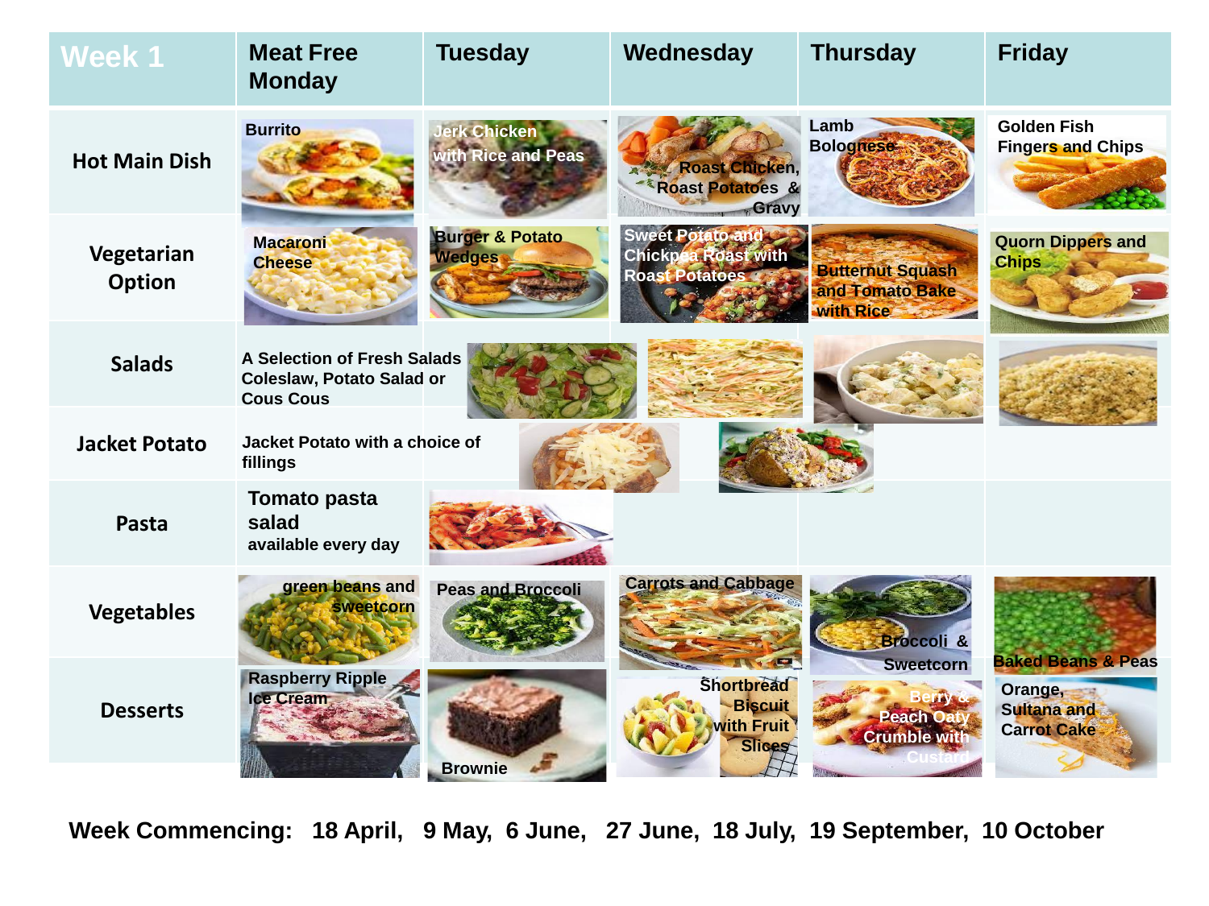| Week 1 | Meat Free Monday | Tuesday | Wednesday | Thursday | Friday |
|---|---|---|---|---|---|
| Hot Main Dish | Burrito | Jerk Chicken with Rice and Peas | Roast Chicken, Roast Potatoes & Gravy | Lamb Bolognese | Golden Fish Fingers and Chips |
| Vegetarian Option | Macaroni Cheese | Burger & Potato Wedges | Sweet Potato and Chickpea Roast with Roast Potatoes | Butternut Squash and Tomato Bake with Rice | Quorn Dippers and Chips |
| Salads | A Selection of Fresh Salads Coleslaw, Potato Salad or Cous Cous | | | | |
| Jacket Potato | Jacket Potato with a choice of fillings | | | | |
| Pasta | Tomato pasta salad available every day | | | | |
| Vegetables | green beans and sweetcorn | Peas and Broccoli | Carrots and Cabbage | Broccoli & Sweetcorn | Baked Beans & Peas |
| Desserts | Raspberry Ripple Ice Cream | Brownie | Shortbread Biscuit with Fruit Slices | Berry & Peach Oaty Crumble with Custard | Orange, Sultana and Carrot Cake |

**Week Commencing: 18 April, 9 May, 6 June, 27 June, 18 July, 19 September, 10 October**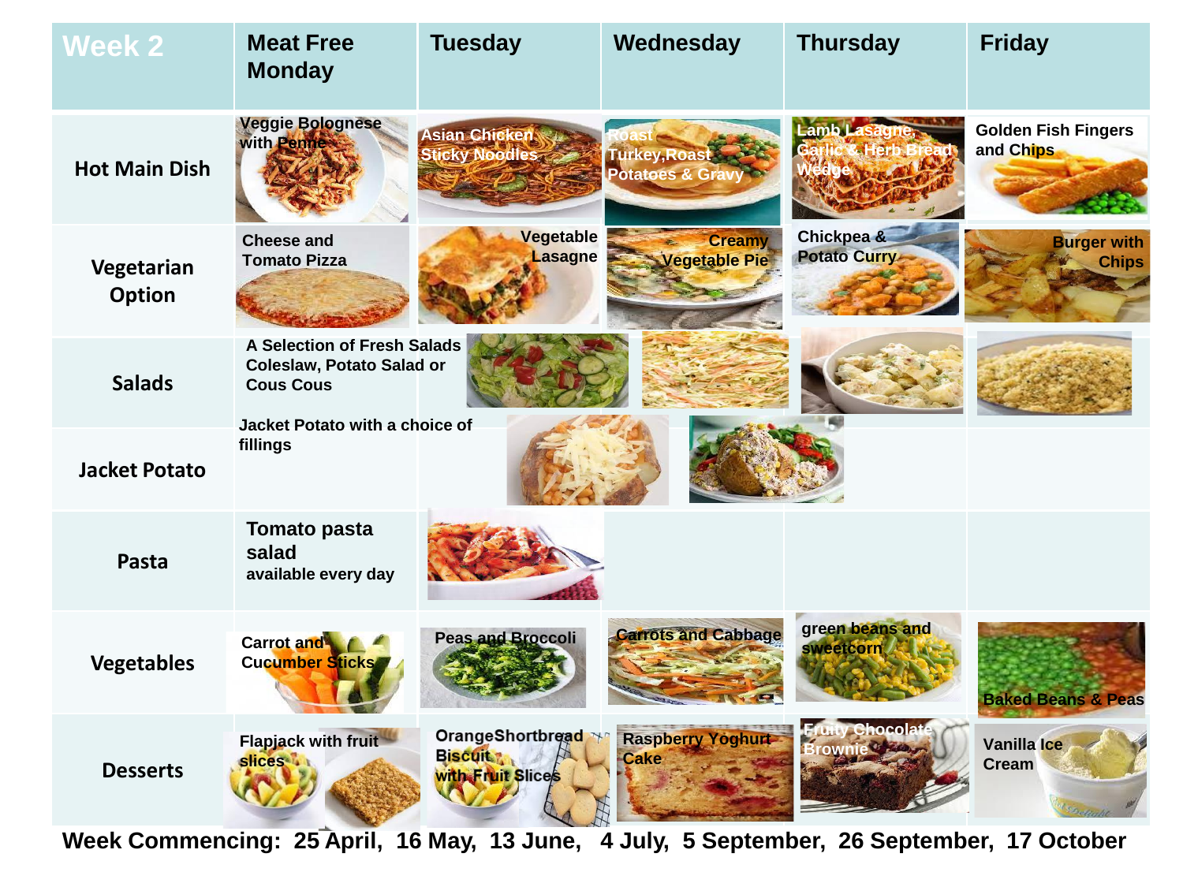| Week 2 | Meat Free Monday | Tuesday | Wednesday | Thursday | Friday |
|---|---|---|---|---|---|
| Hot Main Dish | Veggie Bolognese with Penne | Asian Chicken Sticky Noodles | Roast Turkey,Roast Potatoes & Gravy | Lamb Lasagne, Garlic & Herb Bread Wedge | Golden Fish Fingers and Chips |
| Vegetarian Option | Cheese and Tomato Pizza | Vegetable Lasagne | Creamy Vegetable Pie | Chickpea & Potato Curry | Burger with Chips |
| Salads | A Selection of Fresh Salads Coleslaw, Potato Salad or Cous Cous | | | | |
| Jacket Potato | Jacket Potato with a choice of fillings | | | | |
| Pasta | Tomato pasta salad available every day | | | | |
| Vegetables | Carrot and Cucumber Sticks | Peas and Broccoli | Carrots and Cabbage | green beans and sweetcorn | Baked Beans & Peas |
| Desserts | Flapjack with fruit slices | OrangeShortbread Biscuit with Fruit Slices | Raspberry Yoghurt Cake | Fruity Chocolate Brownie | Vanilla Ice Cream |

**Week Commencing: 25 April, 16 May, 13 June, 4 July, 5 September, 26 September, 17 October**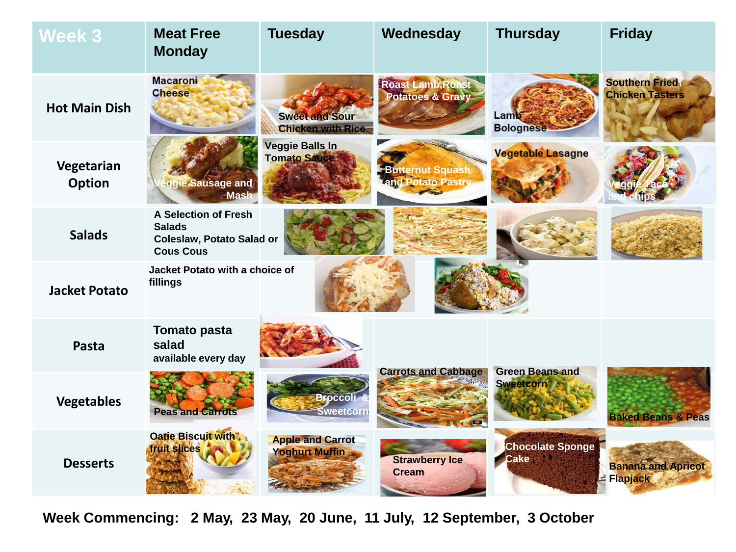| Week 3 | Meat Free Monday | Tuesday | Wednesday | Thursday | Friday |
|---|---|---|---|---|---|
| Hot Main Dish | Macaroni Cheese | Sweet and Sour Chicken with Rice | Roast Lamb,Roast Potatoes & Gravy | Lamb Bolognese | Southern Fried Chicken Tasters |
| Vegetarian Option | Veggie Sausage and Mash | Veggie Balls In Tomato Sauce | Butternut Squash and Potato Pastry | Vegetable Lasagne | Veggie Taco and chips |
| Salads | A Selection of Fresh Salads Coleslaw, Potato Salad or Cous Cous | | | | |
| Jacket Potato | Jacket Potato with a choice of fillings | | | | |
| Pasta | Tomato pasta salad available every day | | | | |
| Vegetables | Peas and Carrots | Broccoli & Sweetcorn | Carrots and Cabbage | Green Beans and Sweetcorn | Baked Beans & Peas |
| Desserts | Oatie Biscuit with fruit slices | Apple and Carrot Yoghurt Muffin | Strawberry Ice Cream | Chocolate Sponge Cake | Banana and Apricot Flapjack |

**Week Commencing: 2 May, 23 May, 20 June, 11 July, 12 September, 3 October**